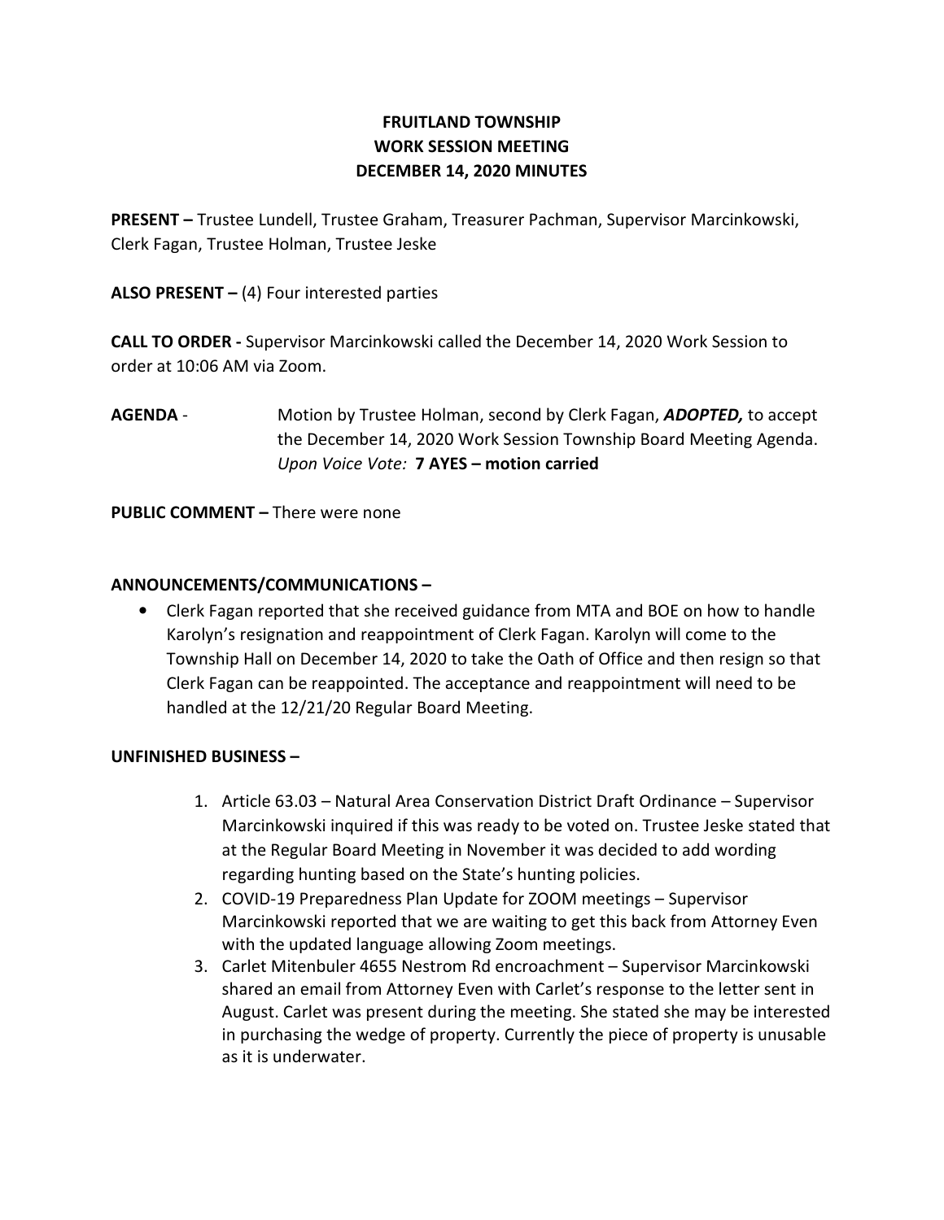# FRUITLAND TOWNSHIP
## WORK SESSION MEETING
## DECEMBER 14, 2020 MINUTES

**PRESENT –** Trustee Lundell, Trustee Graham, Treasurer Pachman, Supervisor Marcinkowski, Clerk Fagan, Trustee Holman, Trustee Jeske

**ALSO PRESENT –** (4) Four interested parties

**CALL TO ORDER -** Supervisor Marcinkowski called the December 14, 2020 Work Session to order at 10:06 AM via Zoom.

**AGENDA** - Motion by Trustee Holman, second by Clerk Fagan, ***ADOPTED,*** to accept the December 14, 2020 Work Session Township Board Meeting Agenda. *Upon Voice Vote:* **7 AYES – motion carried**

**PUBLIC COMMENT –** There were none

**ANNOUNCEMENTS/COMMUNICATIONS –**

- Clerk Fagan reported that she received guidance from MTA and BOE on how to handle Karolyn's resignation and reappointment of Clerk Fagan. Karolyn will come to the Township Hall on December 14, 2020 to take the Oath of Office and then resign so that Clerk Fagan can be reappointed. The acceptance and reappointment will need to be handled at the 12/21/20 Regular Board Meeting.

**UNFINISHED BUSINESS –**

1. Article 63.03 – Natural Area Conservation District Draft Ordinance – Supervisor Marcinkowski inquired if this was ready to be voted on. Trustee Jeske stated that at the Regular Board Meeting in November it was decided to add wording regarding hunting based on the State's hunting policies.
2. COVID-19 Preparedness Plan Update for ZOOM meetings – Supervisor Marcinkowski reported that we are waiting to get this back from Attorney Even with the updated language allowing Zoom meetings.
3. Carlet Mitenbuler 4655 Nestrom Rd encroachment – Supervisor Marcinkowski shared an email from Attorney Even with Carlet's response to the letter sent in August. Carlet was present during the meeting. She stated she may be interested in purchasing the wedge of property. Currently the piece of property is unusable as it is underwater.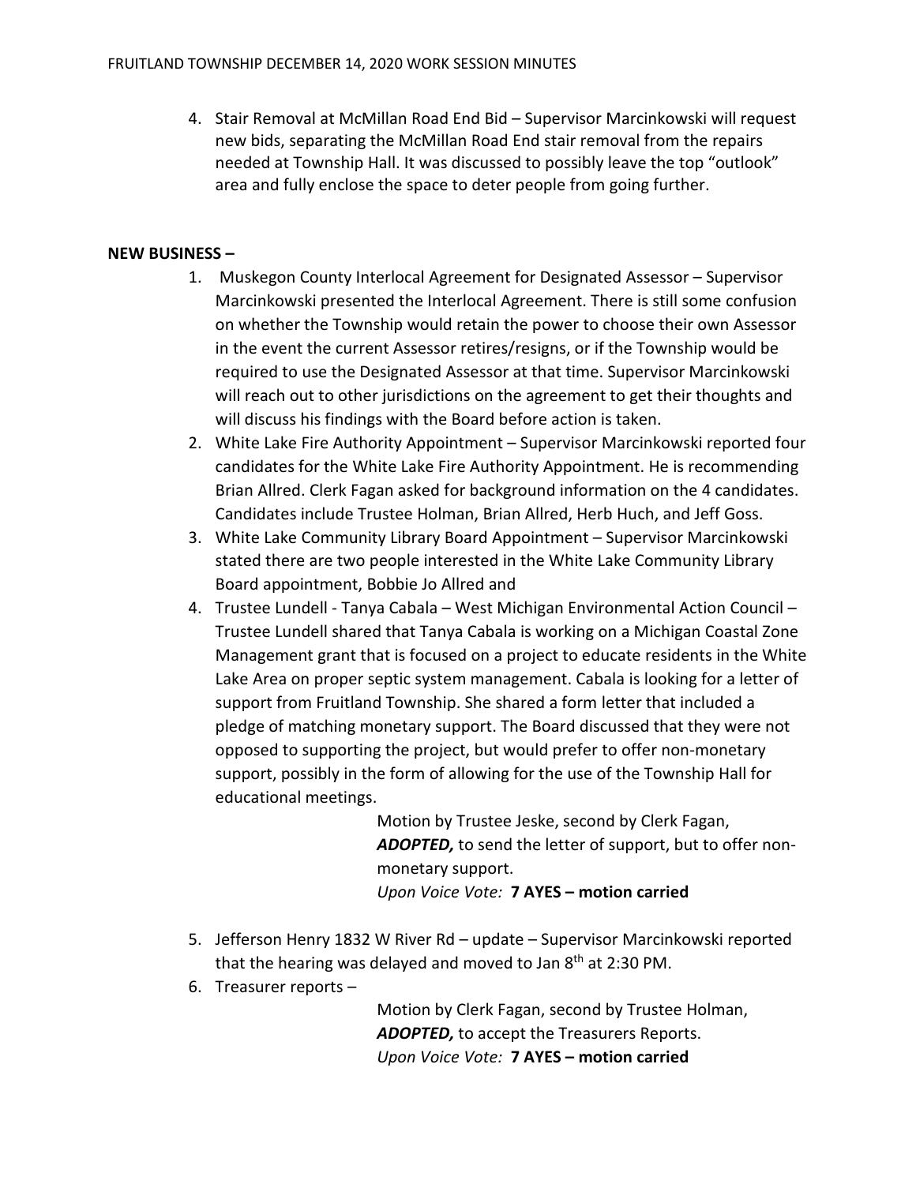4. Stair Removal at McMillan Road End Bid – Supervisor Marcinkowski will request new bids, separating the McMillan Road End stair removal from the repairs needed at Township Hall. It was discussed to possibly leave the top "outlook" area and fully enclose the space to deter people from going further.

**NEW BUSINESS –**

1. Muskegon County Interlocal Agreement for Designated Assessor – Supervisor Marcinkowski presented the Interlocal Agreement. There is still some confusion on whether the Township would retain the power to choose their own Assessor in the event the current Assessor retires/resigns, or if the Township would be required to use the Designated Assessor at that time. Supervisor Marcinkowski will reach out to other jurisdictions on the agreement to get their thoughts and will discuss his findings with the Board before action is taken.
2. White Lake Fire Authority Appointment – Supervisor Marcinkowski reported four candidates for the White Lake Fire Authority Appointment. He is recommending Brian Allred. Clerk Fagan asked for background information on the 4 candidates. Candidates include Trustee Holman, Brian Allred, Herb Huch, and Jeff Goss.
3. White Lake Community Library Board Appointment – Supervisor Marcinkowski stated there are two people interested in the White Lake Community Library Board appointment, Bobbie Jo Allred and
4. Trustee Lundell - Tanya Cabala – West Michigan Environmental Action Council – Trustee Lundell shared that Tanya Cabala is working on a Michigan Coastal Zone Management grant that is focused on a project to educate residents in the White Lake Area on proper septic system management. Cabala is looking for a letter of support from Fruitland Township. She shared a form letter that included a pledge of matching monetary support. The Board discussed that they were not opposed to supporting the project, but would prefer to offer non-monetary support, possibly in the form of allowing for the use of the Township Hall for educational meetings.

   Motion by Trustee Jeske, second by Clerk Fagan, ***ADOPTED,*** to send the letter of support, but to offer non-monetary support.
   *Upon Voice Vote:* **7 AYES – motion carried**

5. Jefferson Henry 1832 W River Rd – update – Supervisor Marcinkowski reported that the hearing was delayed and moved to Jan 8th at 2:30 PM.
6. Treasurer reports –

   Motion by Clerk Fagan, second by Trustee Holman, ***ADOPTED,*** to accept the Treasurers Reports.
   *Upon Voice Vote:* **7 AYES – motion carried**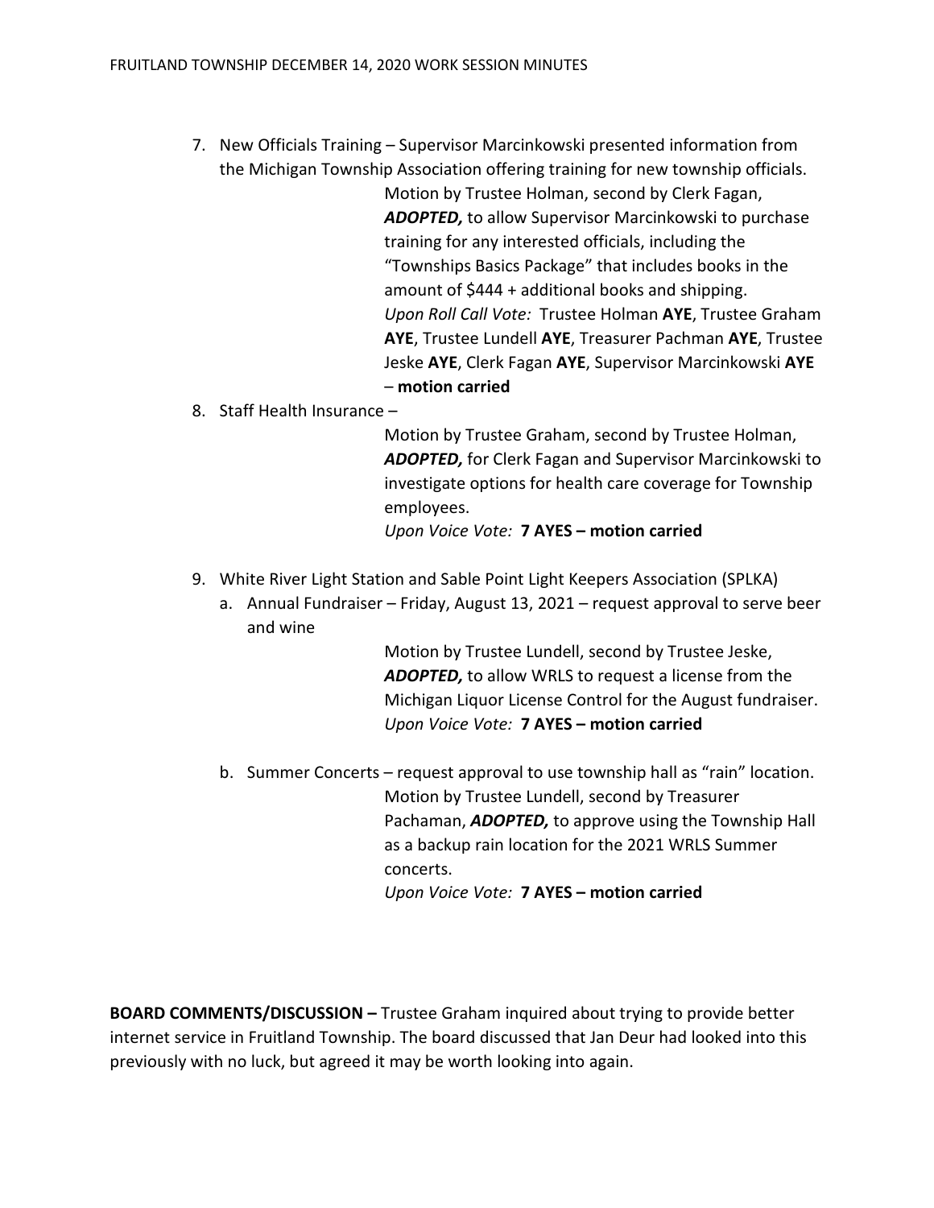7. New Officials Training – Supervisor Marcinkowski presented information from the Michigan Township Association offering training for new township officials.

   Motion by Trustee Holman, second by Clerk Fagan, ***ADOPTED,*** to allow Supervisor Marcinkowski to purchase training for any interested officials, including the "Townships Basics Package" that includes books in the amount of $444 + additional books and shipping.
   *Upon Roll Call Vote:* Trustee Holman **AYE**, Trustee Graham **AYE**, Trustee Lundell **AYE**, Treasurer Pachman **AYE**, Trustee Jeske **AYE**, Clerk Fagan **AYE**, Supervisor Marcinkowski **AYE** – **motion carried**

8. Staff Health Insurance –

   Motion by Trustee Graham, second by Trustee Holman, ***ADOPTED,*** for Clerk Fagan and Supervisor Marcinkowski to investigate options for health care coverage for Township employees.
   *Upon Voice Vote:* **7 AYES – motion carried**

9. White River Light Station and Sable Point Light Keepers Association (SPLKA)
   a. Annual Fundraiser – Friday, August 13, 2021 – request approval to serve beer and wine

      Motion by Trustee Lundell, second by Trustee Jeske, ***ADOPTED,*** to allow WRLS to request a license from the Michigan Liquor License Control for the August fundraiser.
      *Upon Voice Vote:* **7 AYES – motion carried**

   b. Summer Concerts – request approval to use township hall as "rain" location.

      Motion by Trustee Lundell, second by Treasurer Pachaman, ***ADOPTED,*** to approve using the Township Hall as a backup rain location for the 2021 WRLS Summer concerts.
      *Upon Voice Vote:* **7 AYES – motion carried**

**BOARD COMMENTS/DISCUSSION –** Trustee Graham inquired about trying to provide better internet service in Fruitland Township. The board discussed that Jan Deur had looked into this previously with no luck, but agreed it may be worth looking into again.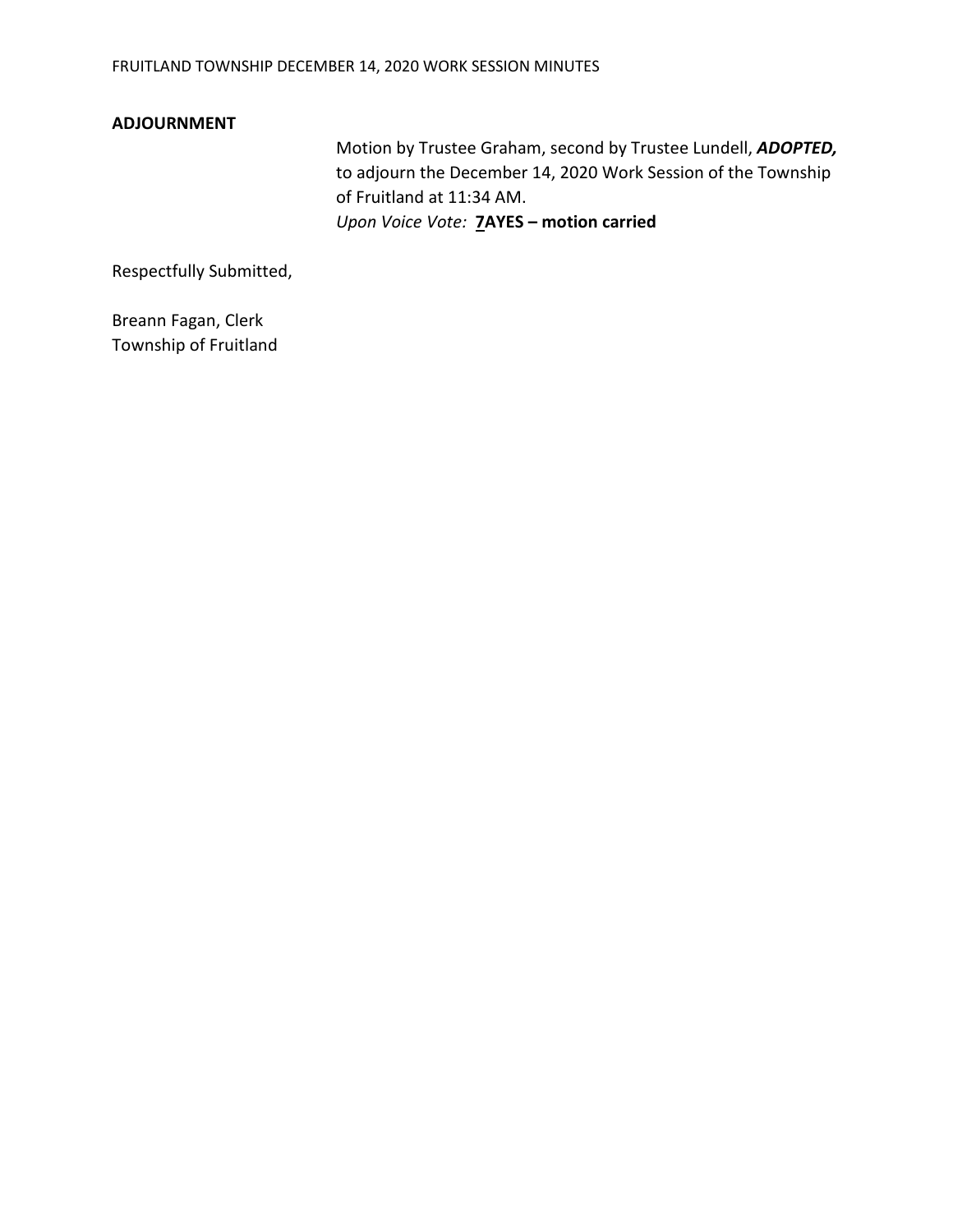**ADJOURNMENT**

Motion by Trustee Graham, second by Trustee Lundell, ***ADOPTED,*** to adjourn the December 14, 2020 Work Session of the Township of Fruitland at 11:34 AM.
*Upon Voice Vote:* **7AYES – motion carried**

Respectfully Submitted,

Breann Fagan, Clerk
Township of Fruitland